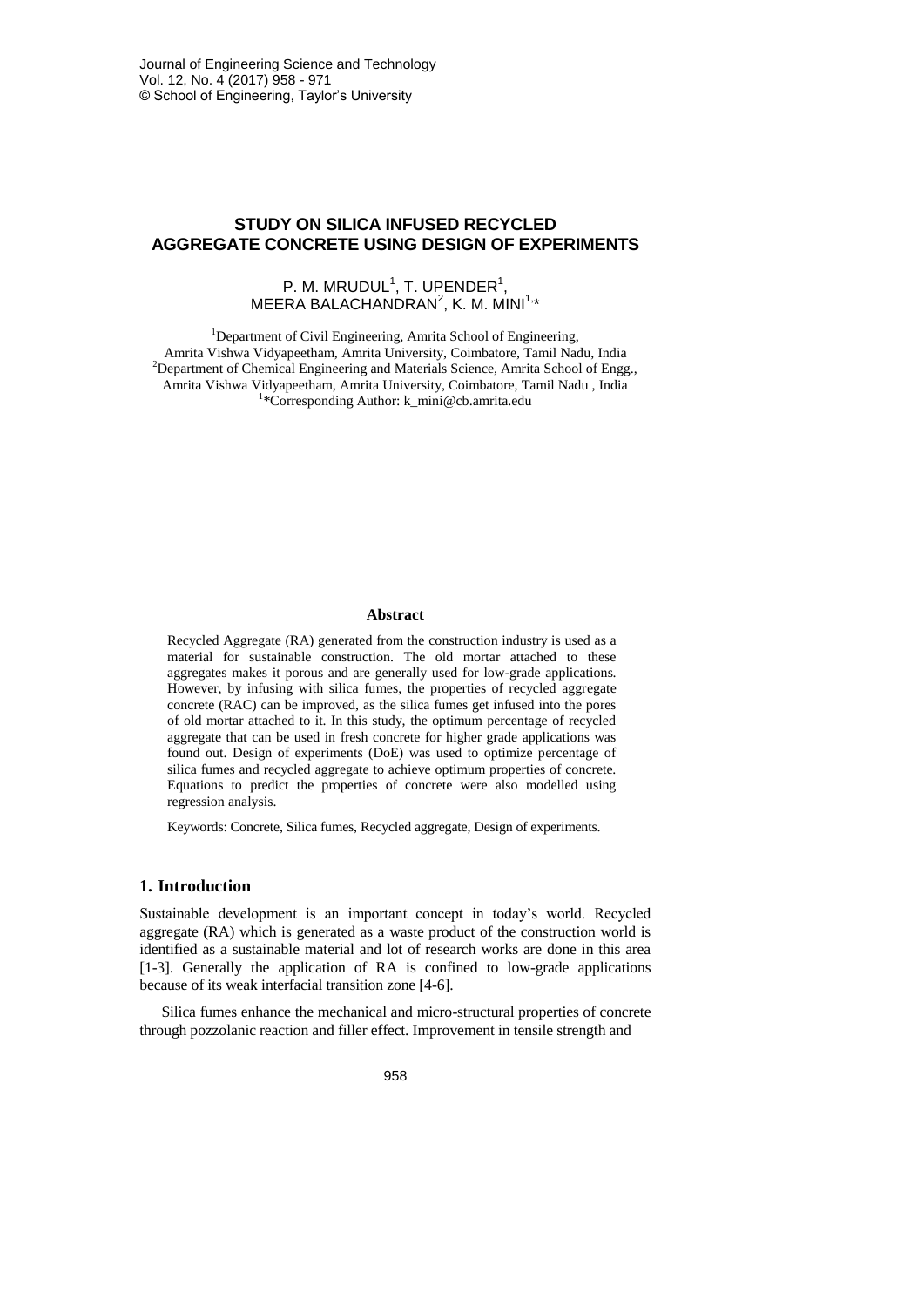# STUDY ON SILICA INFUSED RECYCLED AGGREGATE CONCRETE USING DESIGN OF EXPERIMENTS

P. M. MRUDUL[1], T. UPENDER[1], MEERA BALACHANDRAN[2], K. M. MINI[1,*]

[1]Department of Civil Engineering, Amrita School of Engineering, Amrita Vishwa Vidyapeetham, Amrita University, Coimbatore, Tamil Nadu, India
[2]Department of Chemical Engineering and Materials Science, Amrita School of Engg., Amrita Vishwa Vidyapeetham, Amrita University, Coimbatore, Tamil Nadu , India
[1]*Corresponding Author: k_mini@cb.amrita.edu

## Abstract

Recycled Aggregate (RA) generated from the construction industry is used as a material for sustainable construction. The old mortar attached to these aggregates makes it porous and are generally used for low-grade applications. However, by infusing with silica fumes, the properties of recycled aggregate concrete (RAC) can be improved, as the silica fumes get infused into the pores of old mortar attached to it. In this study, the optimum percentage of recycled aggregate that can be used in fresh concrete for higher grade applications was found out. Design of experiments (DoE) was used to optimize percentage of silica fumes and recycled aggregate to achieve optimum properties of concrete. Equations to predict the properties of concrete were also modelled using regression analysis.

Keywords: Concrete, Silica fumes, Recycled aggregate, Design of experiments.

## 1. Introduction

Sustainable development is an important concept in today's world. Recycled aggregate (RA) which is generated as a waste product of the construction world is identified as a sustainable material and lot of research works are done in this area [1-3]. Generally the application of RA is confined to low-grade applications because of its weak interfacial transition zone [4-6].

Silica fumes enhance the mechanical and micro-structural properties of concrete through pozzolanic reaction and filler effect. Improvement in tensile strength and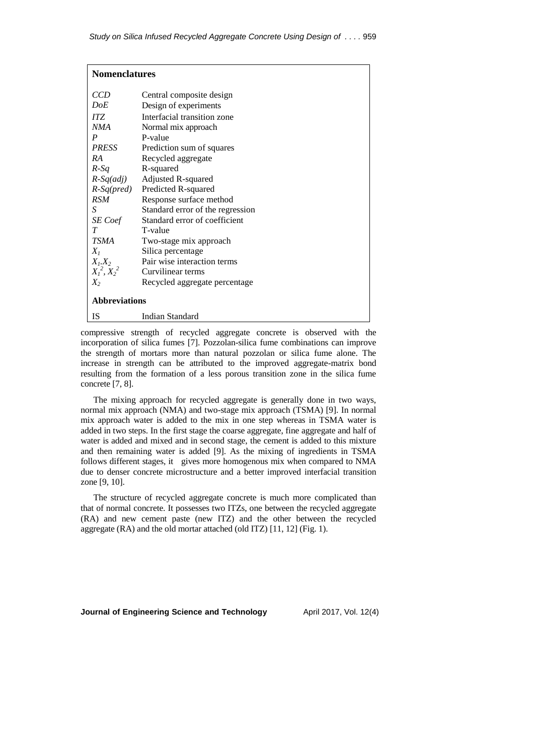## Nomenclatures

| | |
|---|---|
| *CCD* | Central composite design |
| *DoE* | Design of experiments |
| *ITZ* | Interfacial transition zone |
| *NMA* | Normal mix approach |
| *P* | P-value |
| *PRESS* | Prediction sum of squares |
| *RA* | Recycled aggregate |
| *R-Sq* | R-squared |
| *R-Sq(adj)* | Adjusted R-squared |
| *R-Sq(pred)* | Predicted R-squared |
| *RSM* | Response surface method |
| *S* | Standard error of the regression |
| *SE Coef* | Standard error of coefficient |
| *T* | T-value |
| *TSMA* | Two-stage mix approach |
| $X_1$ | Silica percentage |
| $X_1.X_2$ | Pair wise interaction terms |
| $X_1^2$, $X_2^2$ | Curvilinear terms |
| $X_2$ | Recycled aggregate percentage |

### Abbreviations

| | |
|---|---|
| IS | Indian Standard |

compressive strength of recycled aggregate concrete is observed with the incorporation of silica fumes [7]. Pozzolan-silica fume combinations can improve the strength of mortars more than natural pozzolan or silica fume alone. The increase in strength can be attributed to the improved aggregate-matrix bond resulting from the formation of a less porous transition zone in the silica fume concrete [7, 8].

The mixing approach for recycled aggregate is generally done in two ways, normal mix approach (NMA) and two-stage mix approach (TSMA) [9]. In normal mix approach water is added to the mix in one step whereas in TSMA water is added in two steps. In the first stage the coarse aggregate, fine aggregate and half of water is added and mixed and in second stage, the cement is added to this mixture and then remaining water is added [9]. As the mixing of ingredients in TSMA follows different stages, it gives more homogenous mix when compared to NMA due to denser concrete microstructure and a better improved interfacial transition zone [9, 10].

The structure of recycled aggregate concrete is much more complicated than that of normal concrete. It possesses two ITZs, one between the recycled aggregate (RA) and new cement paste (new ITZ) and the other between the recycled aggregate (RA) and the old mortar attached (old ITZ) [11, 12] (Fig. 1).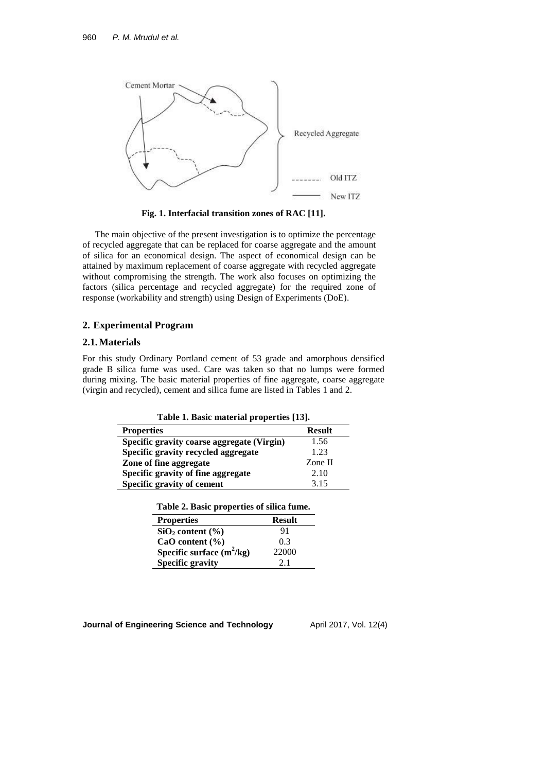Fig. 1. Interfacial transition zones of RAC [11].

The main objective of the present investigation is to optimize the percentage of recycled aggregate that can be replaced for coarse aggregate and the amount of silica for an economical design. The aspect of economical design can be attained by maximum replacement of coarse aggregate with recycled aggregate without compromising the strength. The work also focuses on optimizing the factors (silica percentage and recycled aggregate) for the required zone of response (workability and strength) using Design of Experiments (DoE).

## 2. Experimental Program

### 2.1. Materials

For this study Ordinary Portland cement of 53 grade and amorphous densified grade B silica fume was used. Care was taken so that no lumps were formed during mixing. The basic material properties of fine aggregate, coarse aggregate (virgin and recycled), cement and silica fume are listed in Tables 1 and 2.

**Table 1. Basic material properties [13].**

| Properties | Result |
|---|---|
| **Specific gravity coarse aggregate (Virgin)** | 1.56 |
| **Specific gravity recycled aggregate** | 1.23 |
| **Zone of fine aggregate** | Zone II |
| **Specific gravity of fine aggregate** | 2.10 |
| **Specific gravity of cement** | 3.15 |

**Table 2. Basic properties of silica fume.**

| Properties | Result |
|---|---|
| **$SiO_2$ content (%)** | 91 |
| **CaO content (%)** | 0.3 |
| **Specific surface ($m^2$/kg)** | 22000 |
| **Specific gravity** | 2.1 |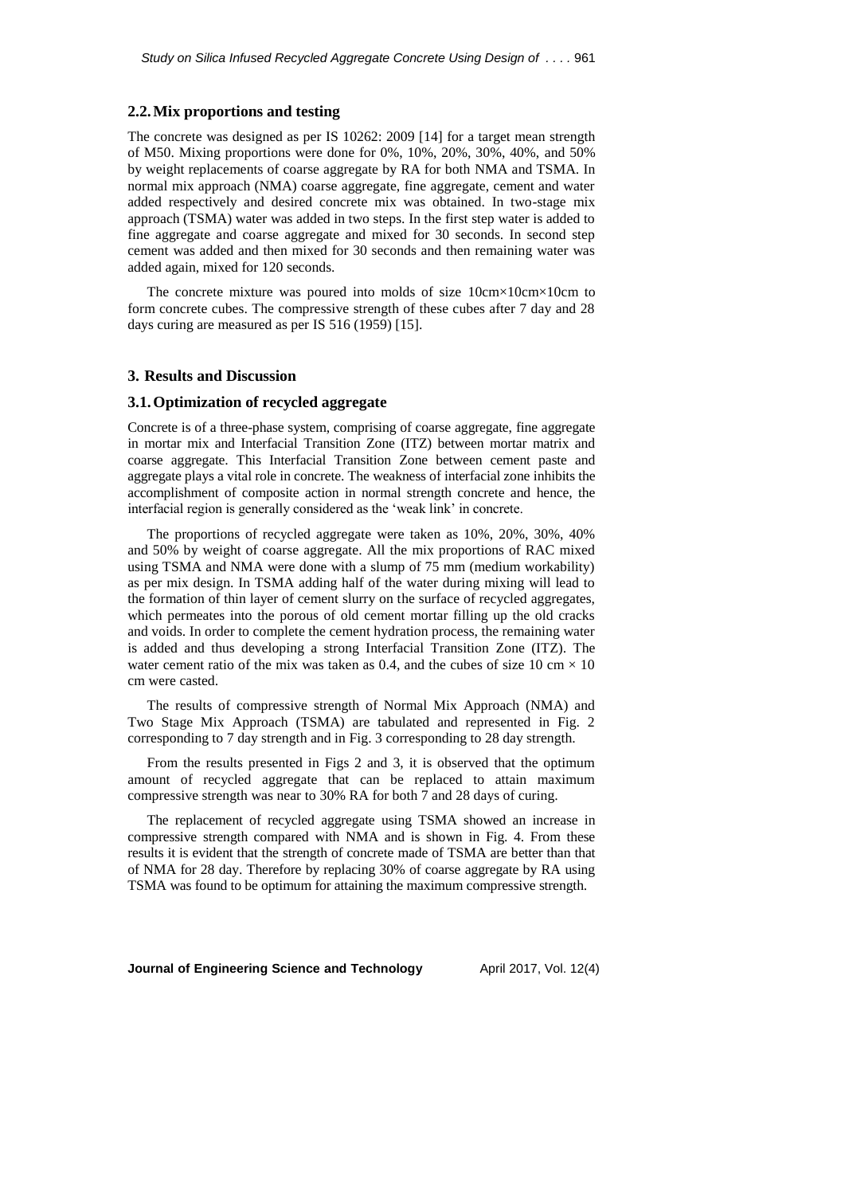### 2.2. Mix proportions and testing

The concrete was designed as per IS 10262: 2009 [14] for a target mean strength of M50. Mixing proportions were done for 0%, 10%, 20%, 30%, 40%, and 50% by weight replacements of coarse aggregate by RA for both NMA and TSMA. In normal mix approach (NMA) coarse aggregate, fine aggregate, cement and water added respectively and desired concrete mix was obtained. In two-stage mix approach (TSMA) water was added in two steps. In the first step water is added to fine aggregate and coarse aggregate and mixed for 30 seconds. In second step cement was added and then mixed for 30 seconds and then remaining water was added again, mixed for 120 seconds.

The concrete mixture was poured into molds of size 10cm×10cm×10cm to form concrete cubes. The compressive strength of these cubes after 7 day and 28 days curing are measured as per IS 516 (1959) [15].

## 3. Results and Discussion

### 3.1. Optimization of recycled aggregate

Concrete is of a three-phase system, comprising of coarse aggregate, fine aggregate in mortar mix and Interfacial Transition Zone (ITZ) between mortar matrix and coarse aggregate. This Interfacial Transition Zone between cement paste and aggregate plays a vital role in concrete. The weakness of interfacial zone inhibits the accomplishment of composite action in normal strength concrete and hence, the interfacial region is generally considered as the 'weak link' in concrete.

The proportions of recycled aggregate were taken as 10%, 20%, 30%, 40% and 50% by weight of coarse aggregate. All the mix proportions of RAC mixed using TSMA and NMA were done with a slump of 75 mm (medium workability) as per mix design. In TSMA adding half of the water during mixing will lead to the formation of thin layer of cement slurry on the surface of recycled aggregates, which permeates into the porous of old cement mortar filling up the old cracks and voids. In order to complete the cement hydration process, the remaining water is added and thus developing a strong Interfacial Transition Zone (ITZ). The water cement ratio of the mix was taken as 0.4, and the cubes of size 10 cm × 10 cm were casted.

The results of compressive strength of Normal Mix Approach (NMA) and Two Stage Mix Approach (TSMA) are tabulated and represented in Fig. 2 corresponding to 7 day strength and in Fig. 3 corresponding to 28 day strength.

From the results presented in Figs 2 and 3, it is observed that the optimum amount of recycled aggregate that can be replaced to attain maximum compressive strength was near to 30% RA for both 7 and 28 days of curing.

The replacement of recycled aggregate using TSMA showed an increase in compressive strength compared with NMA and is shown in Fig. 4. From these results it is evident that the strength of concrete made of TSMA are better than that of NMA for 28 day. Therefore by replacing 30% of coarse aggregate by RA using TSMA was found to be optimum for attaining the maximum compressive strength.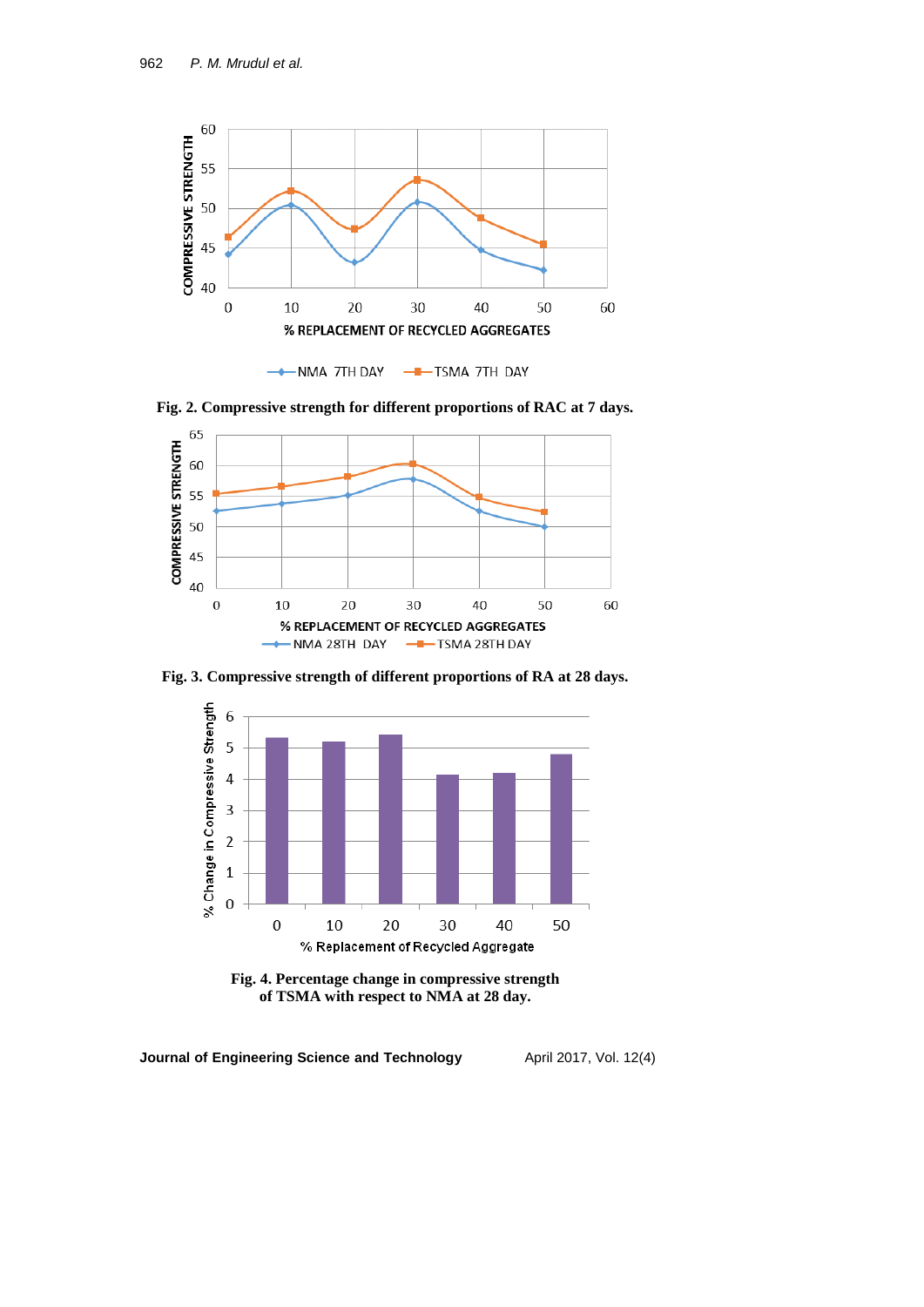Fig. 2. Compressive strength for different proportions of RAC at 7 days.

Fig. 3. Compressive strength of different proportions of RA at 28 days.

Fig. 4. Percentage change in compressive strength of TSMA with respect to NMA at 28 day.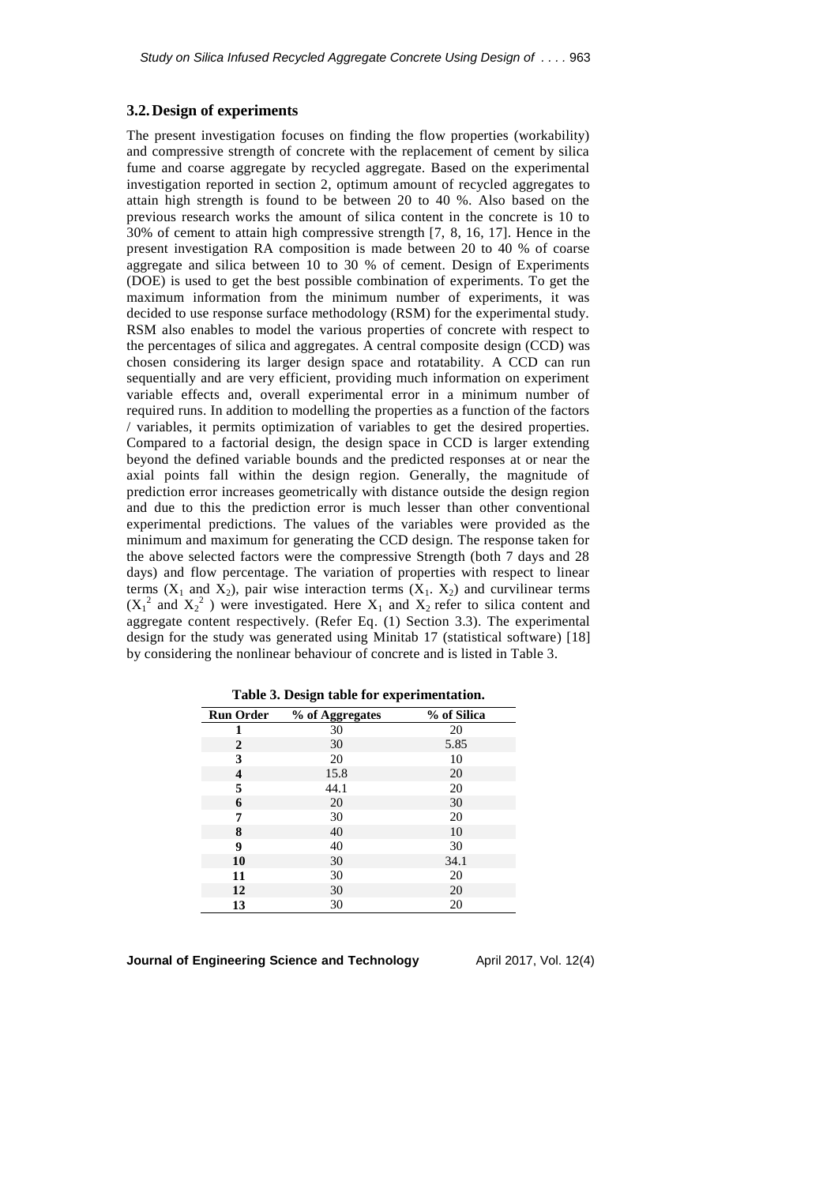### 3.2. Design of experiments

The present investigation focuses on finding the flow properties (workability) and compressive strength of concrete with the replacement of cement by silica fume and coarse aggregate by recycled aggregate. Based on the experimental investigation reported in section 2, optimum amount of recycled aggregates to attain high strength is found to be between 20 to 40 %. Also based on the previous research works the amount of silica content in the concrete is 10 to 30% of cement to attain high compressive strength [7, 8, 16, 17]. Hence in the present investigation RA composition is made between 20 to 40 % of coarse aggregate and silica between 10 to 30 % of cement. Design of Experiments (DOE) is used to get the best possible combination of experiments. To get the maximum information from the minimum number of experiments, it was decided to use response surface methodology (RSM) for the experimental study. RSM also enables to model the various properties of concrete with respect to the percentages of silica and aggregates. A central composite design (CCD) was chosen considering its larger design space and rotatability. A CCD can run sequentially and are very efficient, providing much information on experiment variable effects and, overall experimental error in a minimum number of required runs. In addition to modelling the properties as a function of the factors / variables, it permits optimization of variables to get the desired properties. Compared to a factorial design, the design space in CCD is larger extending beyond the defined variable bounds and the predicted responses at or near the axial points fall within the design region. Generally, the magnitude of prediction error increases geometrically with distance outside the design region and due to this the prediction error is much lesser than other conventional experimental predictions. The values of the variables were provided as the minimum and maximum for generating the CCD design. The response taken for the above selected factors were the compressive Strength (both 7 days and 28 days) and flow percentage. The variation of properties with respect to linear terms ($X_1$ and $X_2$), pair wise interaction terms ($X_1 . X_2$) and curvilinear terms ($X_1^2$ and $X_2^2$) were investigated. Here $X_1$ and $X_2$ refer to silica content and aggregate content respectively. (Refer Eq. (1) Section 3.3). The experimental design for the study was generated using Minitab 17 (statistical software) [18] by considering the nonlinear behaviour of concrete and is listed in Table 3.

**Table 3. Design table for experimentation.**

| Run Order | % of Aggregates | % of Silica |
|---|---|---|
| 1 | 30 | 20 |
| 2 | 30 | 5.85 |
| 3 | 20 | 10 |
| 4 | 15.8 | 20 |
| 5 | 44.1 | 20 |
| 6 | 20 | 30 |
| 7 | 30 | 20 |
| 8 | 40 | 10 |
| 9 | 40 | 30 |
| 10 | 30 | 34.1 |
| 11 | 30 | 20 |
| 12 | 30 | 20 |
| 13 | 30 | 20 |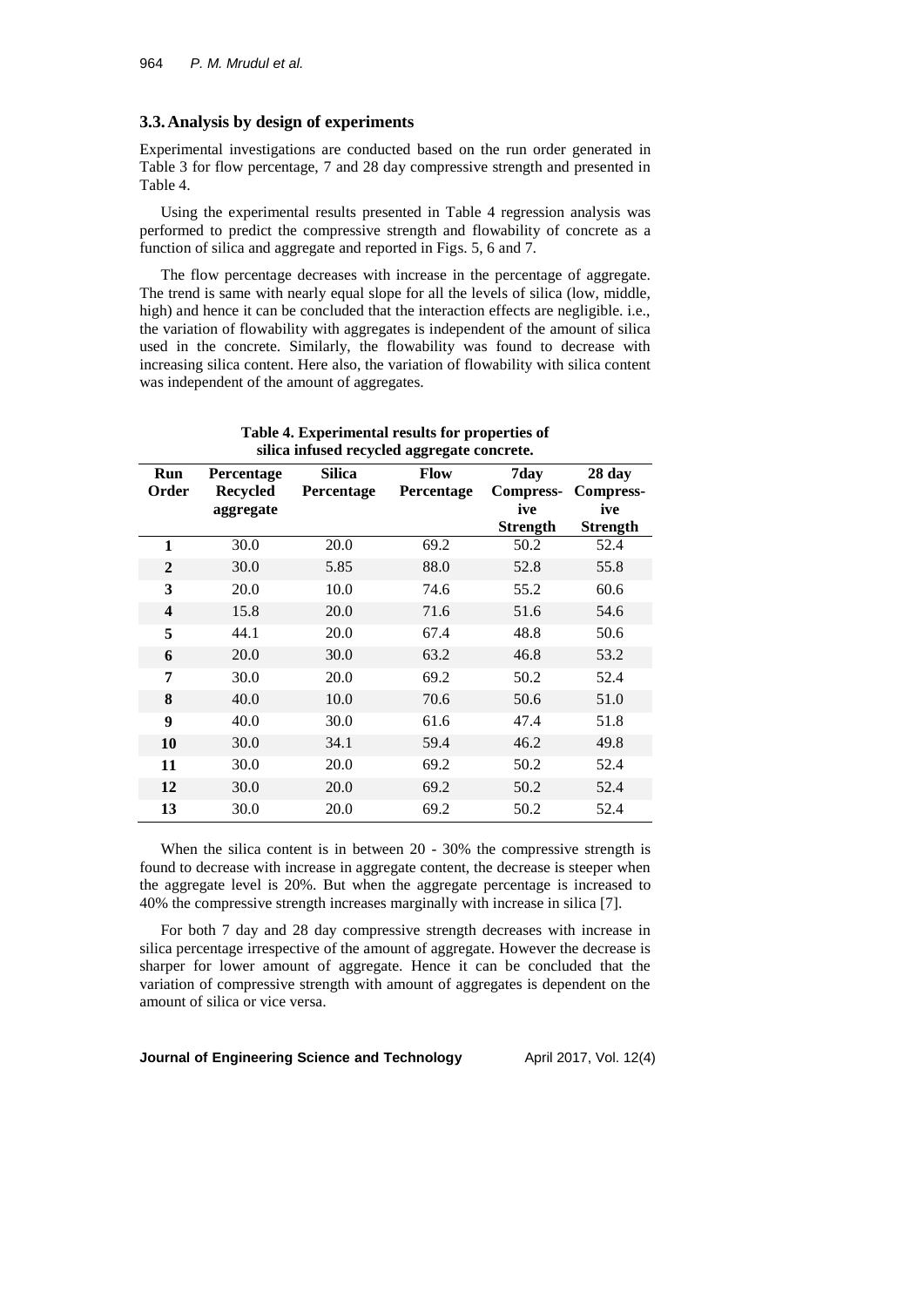### 3.3. Analysis by design of experiments

Experimental investigations are conducted based on the run order generated in Table 3 for flow percentage, 7 and 28 day compressive strength and presented in Table 4.

Using the experimental results presented in Table 4 regression analysis was performed to predict the compressive strength and flowability of concrete as a function of silica and aggregate and reported in Figs. 5, 6 and 7.

The flow percentage decreases with increase in the percentage of aggregate. The trend is same with nearly equal slope for all the levels of silica (low, middle, high) and hence it can be concluded that the interaction effects are negligible. i.e., the variation of flowability with aggregates is independent of the amount of silica used in the concrete. Similarly, the flowability was found to decrease with increasing silica content. Here also, the variation of flowability with silica content was independent of the amount of aggregates.

**Table 4. Experimental results for properties of silica infused recycled aggregate concrete.**

| Run Order | Percentage Recycled aggregate | Silica Percentage | Flow Percentage | 7day Compress-ive Strength | 28 day Compress-ive Strength |
|---|---|---|---|---|---|
| 1 | 30.0 | 20.0 | 69.2 | 50.2 | 52.4 |
| 2 | 30.0 | 5.85 | 88.0 | 52.8 | 55.8 |
| 3 | 20.0 | 10.0 | 74.6 | 55.2 | 60.6 |
| 4 | 15.8 | 20.0 | 71.6 | 51.6 | 54.6 |
| 5 | 44.1 | 20.0 | 67.4 | 48.8 | 50.6 |
| 6 | 20.0 | 30.0 | 63.2 | 46.8 | 53.2 |
| 7 | 30.0 | 20.0 | 69.2 | 50.2 | 52.4 |
| 8 | 40.0 | 10.0 | 70.6 | 50.6 | 51.0 |
| 9 | 40.0 | 30.0 | 61.6 | 47.4 | 51.8 |
| 10 | 30.0 | 34.1 | 59.4 | 46.2 | 49.8 |
| 11 | 30.0 | 20.0 | 69.2 | 50.2 | 52.4 |
| 12 | 30.0 | 20.0 | 69.2 | 50.2 | 52.4 |
| 13 | 30.0 | 20.0 | 69.2 | 50.2 | 52.4 |

When the silica content is in between 20 - 30% the compressive strength is found to decrease with increase in aggregate content, the decrease is steeper when the aggregate level is 20%. But when the aggregate percentage is increased to 40% the compressive strength increases marginally with increase in silica [7].

For both 7 day and 28 day compressive strength decreases with increase in silica percentage irrespective of the amount of aggregate. However the decrease is sharper for lower amount of aggregate. Hence it can be concluded that the variation of compressive strength with amount of aggregates is dependent on the amount of silica or vice versa.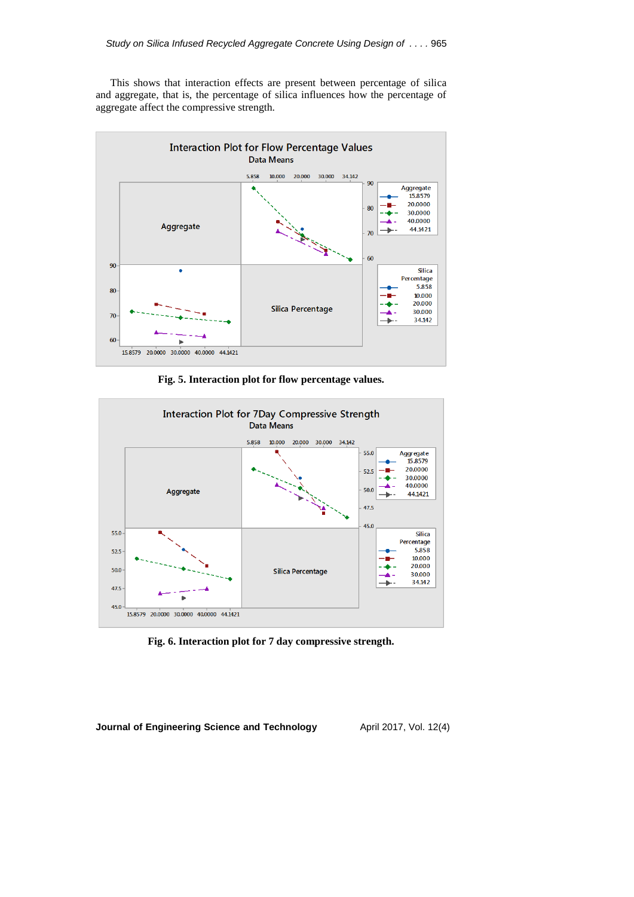This shows that interaction effects are present between percentage of silica and aggregate, that is, the percentage of silica influences how the percentage of aggregate affect the compressive strength.

**Fig. 5. Interaction plot for flow percentage values.**

**Fig. 6. Interaction plot for 7 day compressive strength.**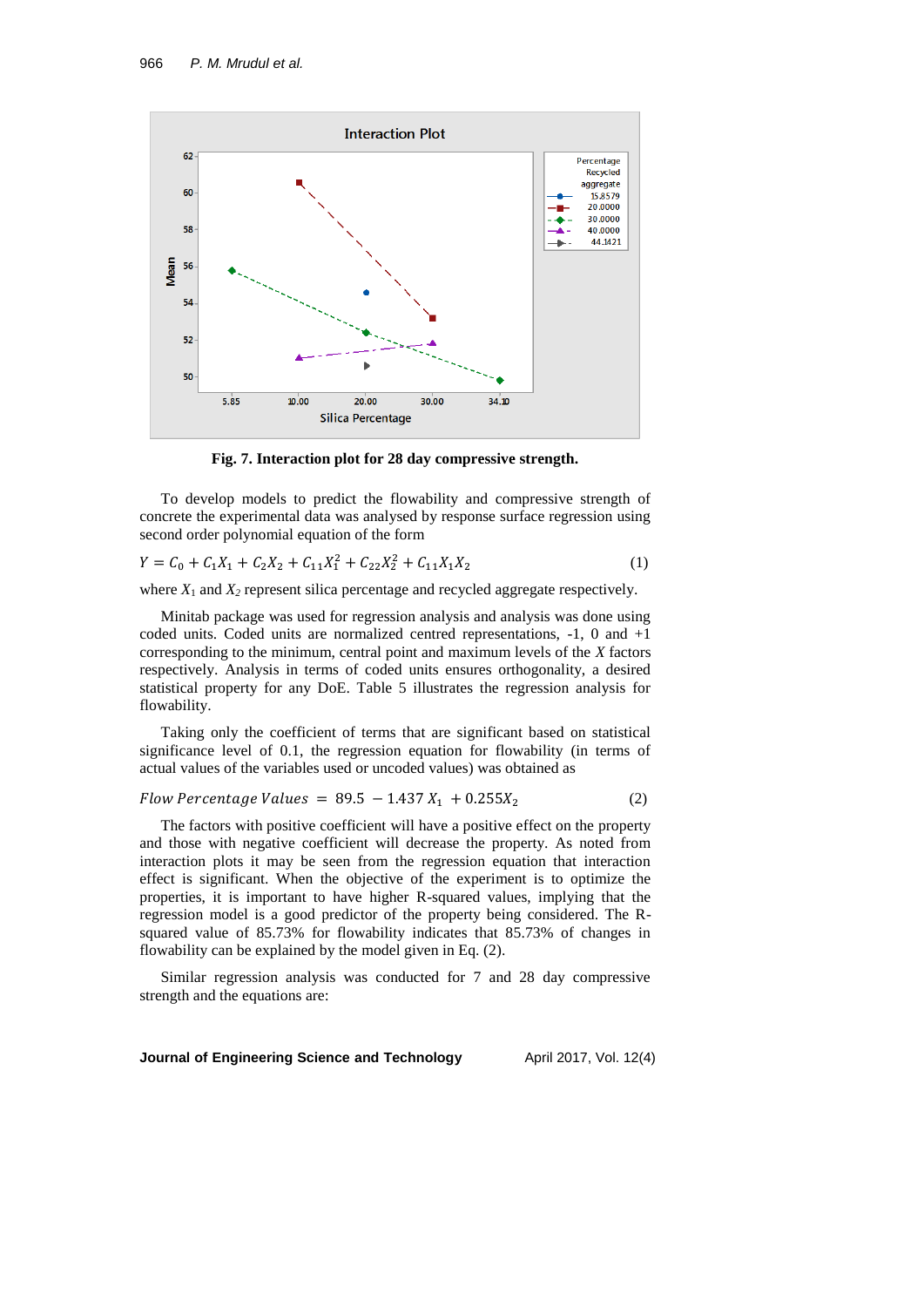**Fig. 7. Interaction plot for 28 day compressive strength.**

To develop models to predict the flowability and compressive strength of concrete the experimental data was analysed by response surface regression using second order polynomial equation of the form

$$Y = C_0 + C_1X_1 + C_2X_2 + C_{11}X_1^2 + C_{22}X_2^2 + C_{11}X_1X_2 \quad (1)$$

where $X_1$ and $X_2$ represent silica percentage and recycled aggregate respectively.

Minitab package was used for regression analysis and analysis was done using coded units. Coded units are normalized centred representations, -1, 0 and +1 corresponding to the minimum, central point and maximum levels of the $X$ factors respectively. Analysis in terms of coded units ensures orthogonality, a desired statistical property for any DoE. Table 5 illustrates the regression analysis for flowability.

Taking only the coefficient of terms that are significant based on statistical significance level of 0.1, the regression equation for flowability (in terms of actual values of the variables used or uncoded values) was obtained as

$$Flow\ Percentage\ Values\ =\ 89.5\ -1.437\ X_1\ +0.255X_2 \quad (2)$$

The factors with positive coefficient will have a positive effect on the property and those with negative coefficient will decrease the property. As noted from interaction plots it may be seen from the regression equation that interaction effect is significant. When the objective of the experiment is to optimize the properties, it is important to have higher R-squared values, implying that the regression model is a good predictor of the property being considered. The R-squared value of 85.73% for flowability indicates that 85.73% of changes in flowability can be explained by the model given in Eq. (2).

Similar regression analysis was conducted for 7 and 28 day compressive strength and the equations are: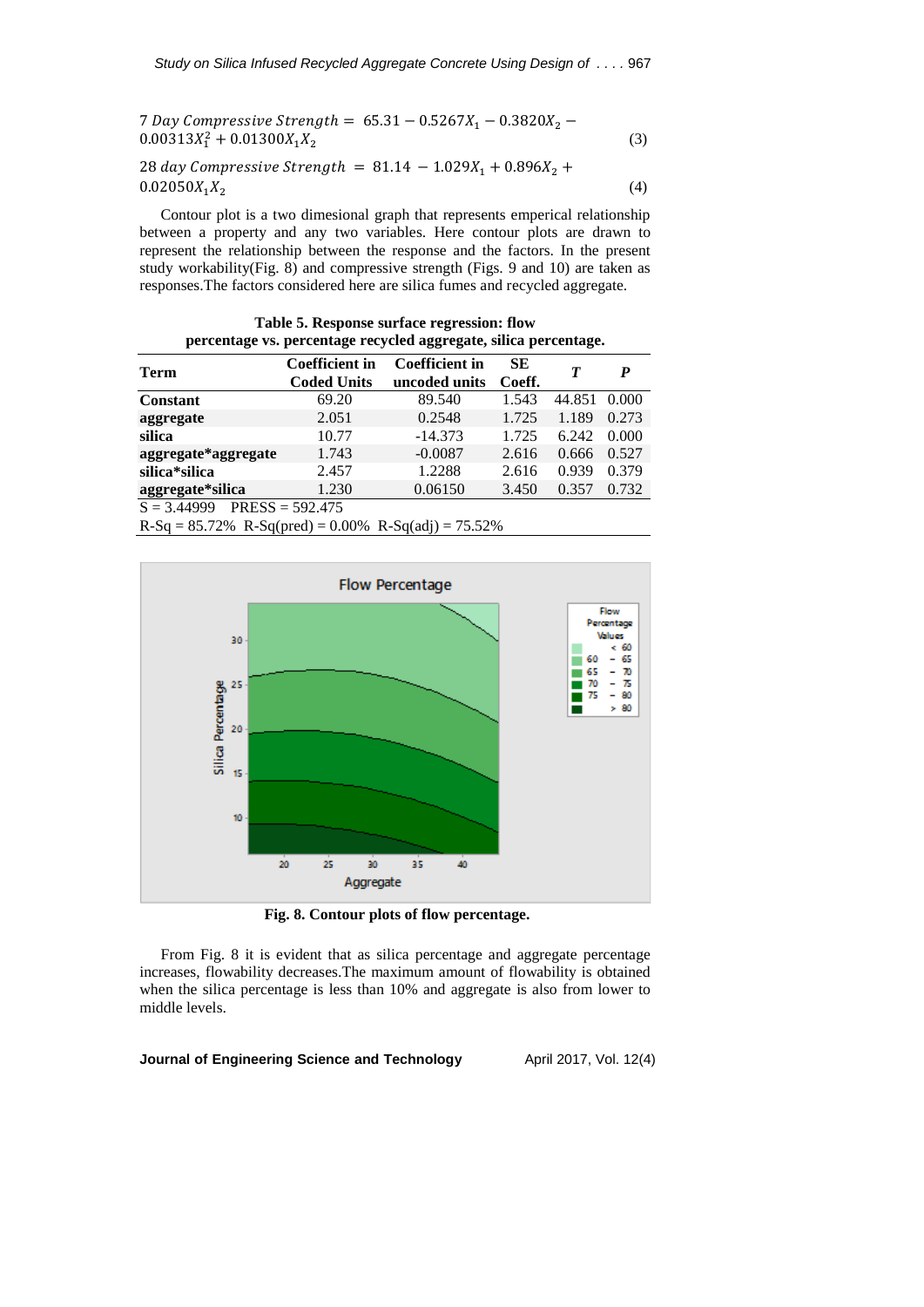$$7\ Day\ Compressive\ Strength = 65.31 - 0.5267X_1 - 0.3820X_2 - 0.00313X_1^2 + 0.01300X_1X_2 \quad (3)$$

$$28\ day\ Compressive\ Strength = 81.14 - 1.029X_1 + 0.896X_2 + 0.02050X_1X_2 \quad (4)$$

Contour plot is a two dimesional graph that represents emperical relationship between a property and any two variables. Here contour plots are drawn to represent the relationship between the response and the factors. In the present study workability(Fig. 8) and compressive strength (Figs. 9 and 10) are taken as responses.The factors considered here are silica fumes and recycled aggregate.

**Table 5. Response surface regression: flow percentage vs. percentage recycled aggregate, silica percentage.**

| Term | Coefficient in Coded Units | Coefficient in uncoded units | SE Coeff. | *T* | *P* |
|---|---|---|---|---|---|
| **Constant** | 69.20 | 89.540 | 1.543 | 44.851 | 0.000 |
| **aggregate** | 2.051 | 0.2548 | 1.725 | 1.189 | 0.273 |
| **silica** | 10.77 | -14.373 | 1.725 | 6.242 | 0.000 |
| **aggregate*aggregate** | 1.743 | -0.0087 | 2.616 | 0.666 | 0.527 |
| **silica*silica** | 2.457 | 1.2288 | 2.616 | 0.939 | 0.379 |
| **aggregate*silica** | 1.230 | 0.06150 | 3.450 | 0.357 | 0.732 |

S = 3.44999  PRESS = 592.475

R-Sq = 85.72%  R-Sq(pred) = 0.00%  R-Sq(adj) = 75.52%

**Fig. 8. Contour plots of flow percentage.**

From Fig. 8 it is evident that as silica percentage and aggregate percentage increases, flowability decreases.The maximum amount of flowability is obtained when the silica percentage is less than 10% and aggregate is also from lower to middle levels.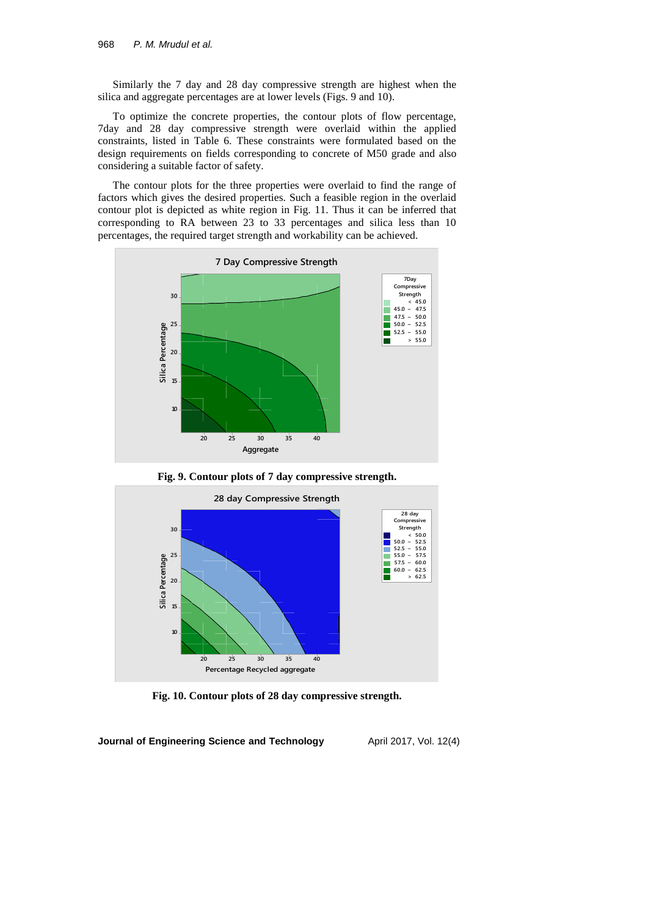Similarly the 7 day and 28 day compressive strength are highest when the silica and aggregate percentages are at lower levels (Figs. 9 and 10).

To optimize the concrete properties, the contour plots of flow percentage, 7day and 28 day compressive strength were overlaid within the applied constraints, listed in Table 6. These constraints were formulated based on the design requirements on fields corresponding to concrete of M50 grade and also considering a suitable factor of safety.

The contour plots for the three properties were overlaid to find the range of factors which gives the desired properties. Such a feasible region in the overlaid contour plot is depicted as white region in Fig. 11. Thus it can be inferred that corresponding to RA between 23 to 33 percentages and silica less than 10 percentages, the required target strength and workability can be achieved.

**Fig. 9. Contour plots of 7 day compressive strength.**

**Fig. 10. Contour plots of 28 day compressive strength.**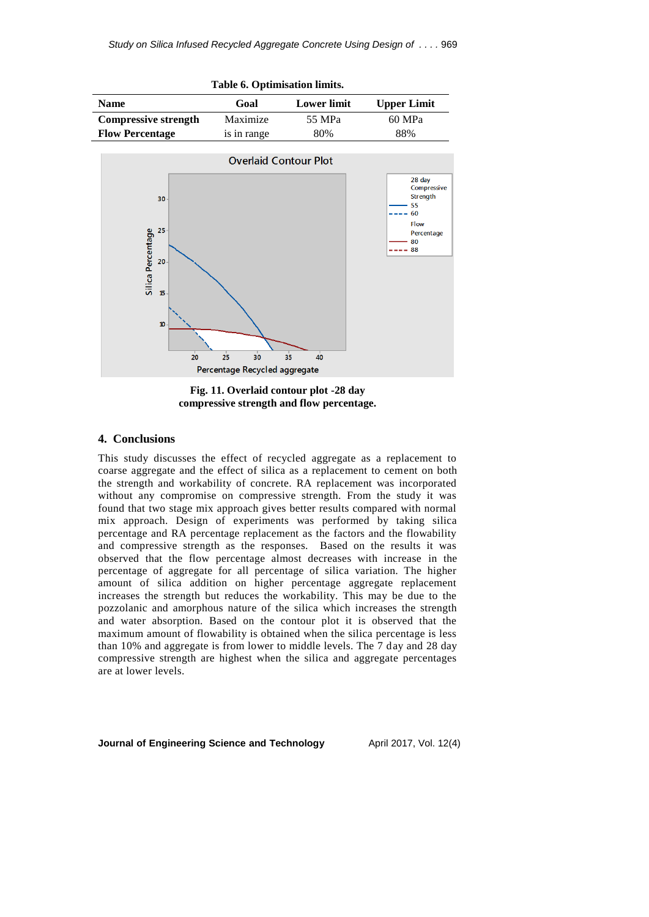**Table 6. Optimisation limits.**

| Name | Goal | Lower limit | Upper Limit |
|---|---|---|---|
| **Compressive strength** | Maximize | 55 MPa | 60 MPa |
| **Flow Percentage** | is in range | 80% | 88% |

**Fig. 11. Overlaid contour plot -28 day compressive strength and flow percentage.**

## 4. Conclusions

This study discusses the effect of recycled aggregate as a replacement to coarse aggregate and the effect of silica as a replacement to cement on both the strength and workability of concrete. RA replacement was incorporated without any compromise on compressive strength. From the study it was found that two stage mix approach gives better results compared with normal mix approach. Design of experiments was performed by taking silica percentage and RA percentage replacement as the factors and the flowability and compressive strength as the responses. Based on the results it was observed that the flow percentage almost decreases with increase in the percentage of aggregate for all percentage of silica variation. The higher amount of silica addition on higher percentage aggregate replacement increases the strength but reduces the workability. This may be due to the pozzolanic and amorphous nature of the silica which increases the strength and water absorption. Based on the contour plot it is observed that the maximum amount of flowability is obtained when the silica percentage is less than 10% and aggregate is from lower to middle levels. The 7 day and 28 day compressive strength are highest when the silica and aggregate percentages are at lower levels.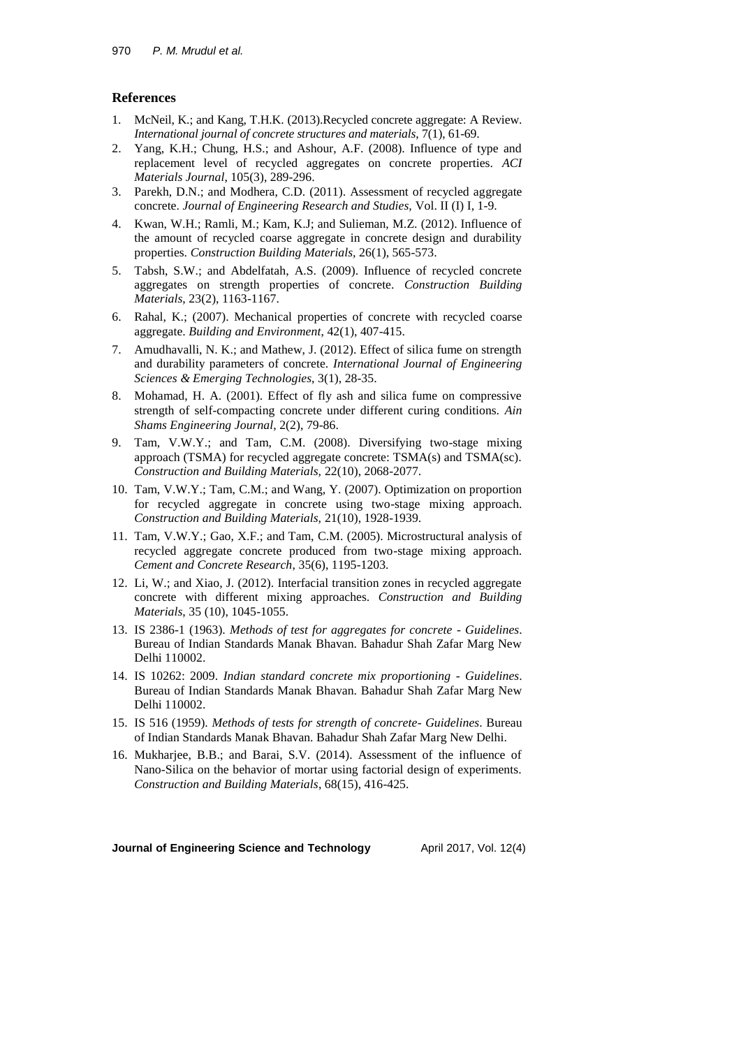## References

1. McNeil, K.; and Kang, T.H.K. (2013).Recycled concrete aggregate: A Review. *International journal of concrete structures and materials*, 7(1), 61-69.
2. Yang, K.H.; Chung, H.S.; and Ashour, A.F. (2008). Influence of type and replacement level of recycled aggregates on concrete properties. *ACI Materials Journal*, 105(3), 289-296.
3. Parekh, D.N.; and Modhera, C.D. (2011). Assessment of recycled aggregate concrete. *Journal of Engineering Research and Studies*, Vol. II (I) I, 1-9.
4. Kwan, W.H.; Ramli, M.; Kam, K.J; and Sulieman, M.Z. (2012). Influence of the amount of recycled coarse aggregate in concrete design and durability properties. *Construction Building Materials*, 26(1), 565-573.
5. Tabsh, S.W.; and Abdelfatah, A.S. (2009). Influence of recycled concrete aggregates on strength properties of concrete. *Construction Building Materials*, 23(2), 1163-1167.
6. Rahal, K.; (2007). Mechanical properties of concrete with recycled coarse aggregate. *Building and Environment*, 42(1), 407-415.
7. Amudhavalli, N. K.; and Mathew, J. (2012). Effect of silica fume on strength and durability parameters of concrete. *International Journal of Engineering Sciences & Emerging Technologies*, 3(1), 28-35.
8. Mohamad, H. A. (2001). Effect of fly ash and silica fume on compressive strength of self-compacting concrete under different curing conditions. *Ain Shams Engineering Journal*, 2(2), 79-86.
9. Tam, V.W.Y.; and Tam, C.M. (2008). Diversifying two-stage mixing approach (TSMA) for recycled aggregate concrete: TSMA(s) and TSMA(sc). *Construction and Building Materials,* 22(10), 2068-2077.
10. Tam, V.W.Y.; Tam, C.M.; and Wang, Y. (2007). Optimization on proportion for recycled aggregate in concrete using two-stage mixing approach. *Construction and Building Materials,* 21(10), 1928-1939.
11. Tam, V.W.Y.; Gao, X.F.; and Tam, C.M. (2005). Microstructural analysis of recycled aggregate concrete produced from two-stage mixing approach. *Cement and Concrete Research*, 35(6), 1195-1203.
12. Li, W.; and Xiao, J. (2012). Interfacial transition zones in recycled aggregate concrete with different mixing approaches. *Construction and Building Materials*, 35 (10), 1045-1055.
13. IS 2386-1 (1963). *Methods of test for aggregates for concrete - Guidelines*. Bureau of Indian Standards Manak Bhavan. Bahadur Shah Zafar Marg New Delhi 110002.
14. IS 10262: 2009. *Indian standard concrete mix proportioning - Guidelines*. Bureau of Indian Standards Manak Bhavan. Bahadur Shah Zafar Marg New Delhi 110002.
15. IS 516 (1959). *Methods of tests for strength of concrete- Guidelines*. Bureau of Indian Standards Manak Bhavan. Bahadur Shah Zafar Marg New Delhi.
16. Mukharjee, B.B.; and Barai, S.V. (2014). Assessment of the influence of Nano-Silica on the behavior of mortar using factorial design of experiments. *Construction and Building Materials*, 68(15), 416-425.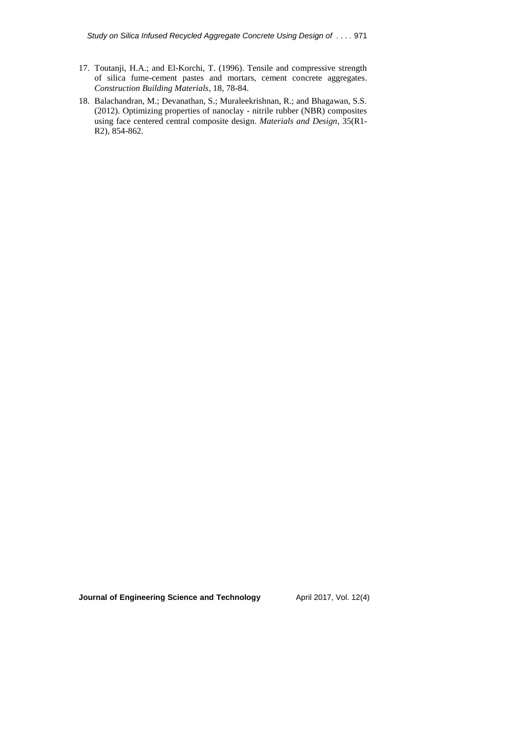17. Toutanji, H.A.; and El-Korchi, T. (1996). Tensile and compressive strength of silica fume-cement pastes and mortars, cement concrete aggregates. *Construction Building Materials*, 18, 78-84.
18. Balachandran, M.; Devanathan, S.; Muraleekrishnan, R.; and Bhagawan, S.S. (2012). Optimizing properties of nanoclay - nitrile rubber (NBR) composites using face centered central composite design. *Materials and Design*, 35(R1-R2), 854-862.